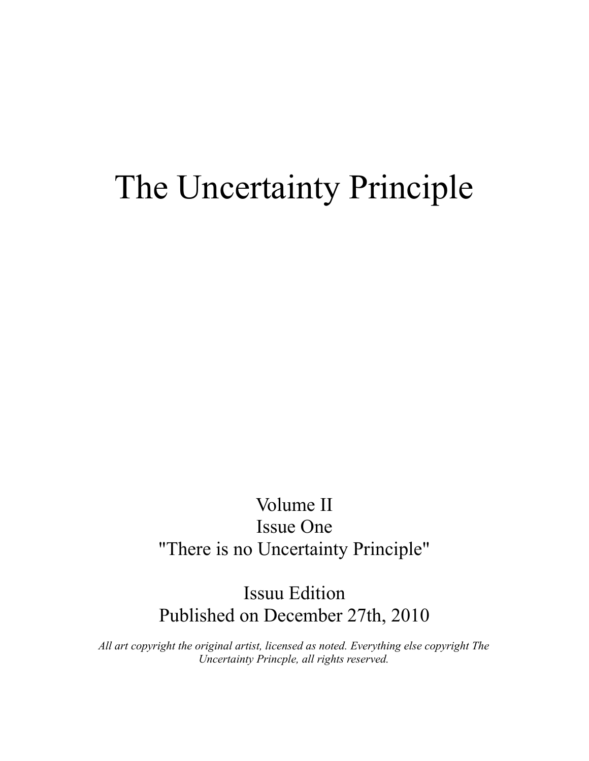# The Uncertainty Principle

Volume II
Issue One
"There is no Uncertainty Principle"

Issuu Edition
Published on December 27th, 2010

*All art copyright the original artist, licensed as noted. Everything else copyright The Uncertainty Princple, all rights reserved.*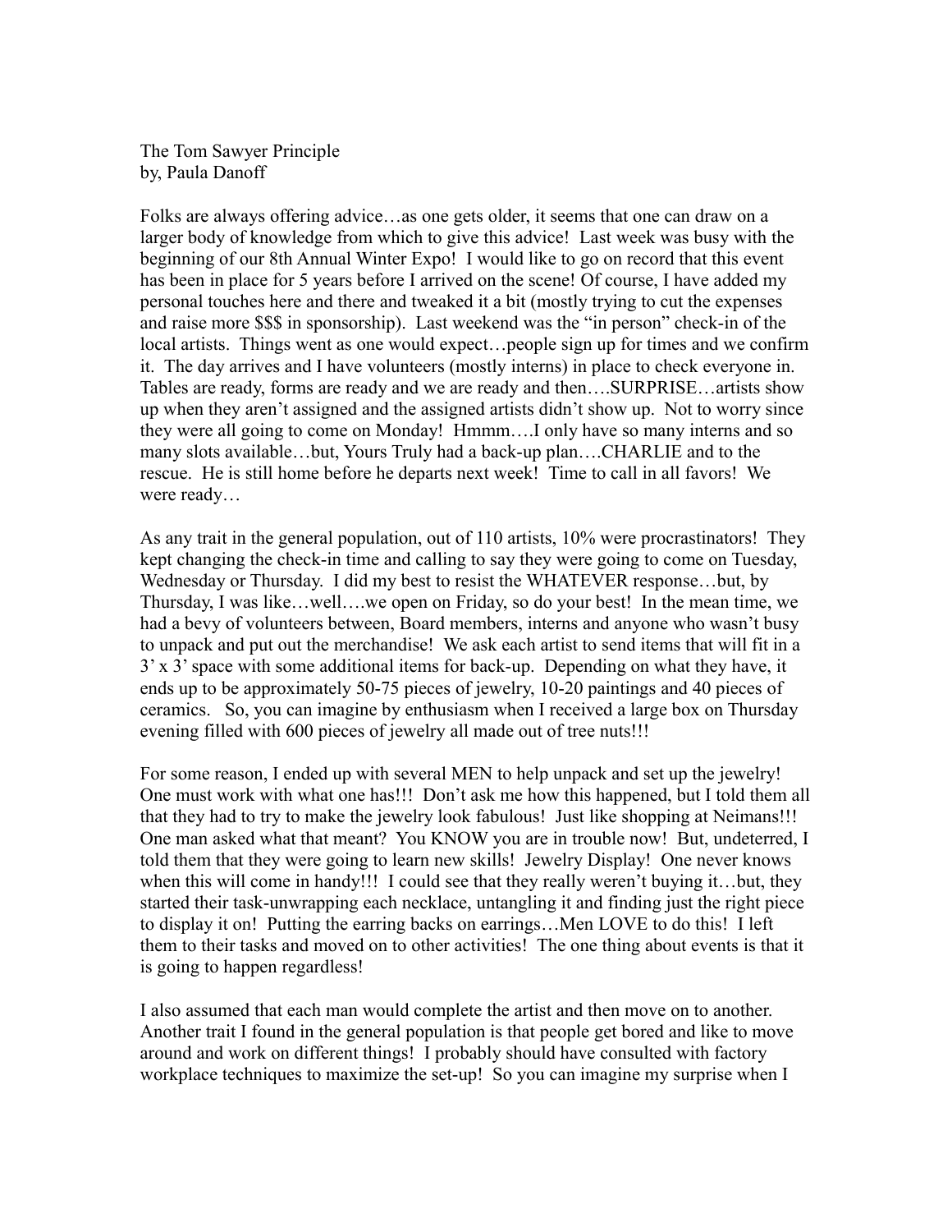The Tom Sawyer Principle
by, Paula Danoff

Folks are always offering advice…as one gets older, it seems that one can draw on a larger body of knowledge from which to give this advice! Last week was busy with the beginning of our 8th Annual Winter Expo! I would like to go on record that this event has been in place for 5 years before I arrived on the scene! Of course, I have added my personal touches here and there and tweaked it a bit (mostly trying to cut the expenses and raise more $$$ in sponsorship). Last weekend was the "in person" check-in of the local artists. Things went as one would expect…people sign up for times and we confirm it. The day arrives and I have volunteers (mostly interns) in place to check everyone in. Tables are ready, forms are ready and we are ready and then….SURPRISE…artists show up when they aren't assigned and the assigned artists didn't show up. Not to worry since they were all going to come on Monday! Hmmm….I only have so many interns and so many slots available…but, Yours Truly had a back-up plan….CHARLIE and to the rescue. He is still home before he departs next week! Time to call in all favors! We were ready…

As any trait in the general population, out of 110 artists, 10% were procrastinators! They kept changing the check-in time and calling to say they were going to come on Tuesday, Wednesday or Thursday. I did my best to resist the WHATEVER response…but, by Thursday, I was like…well….we open on Friday, so do your best! In the mean time, we had a bevy of volunteers between, Board members, interns and anyone who wasn't busy to unpack and put out the merchandise! We ask each artist to send items that will fit in a 3' x 3' space with some additional items for back-up. Depending on what they have, it ends up to be approximately 50-75 pieces of jewelry, 10-20 paintings and 40 pieces of ceramics. So, you can imagine by enthusiasm when I received a large box on Thursday evening filled with 600 pieces of jewelry all made out of tree nuts!!!

For some reason, I ended up with several MEN to help unpack and set up the jewelry! One must work with what one has!!! Don't ask me how this happened, but I told them all that they had to try to make the jewelry look fabulous! Just like shopping at Neimans!!! One man asked what that meant? You KNOW you are in trouble now! But, undeterred, I told them that they were going to learn new skills! Jewelry Display! One never knows when this will come in handy!!! I could see that they really weren't buying it…but, they started their task-unwrapping each necklace, untangling it and finding just the right piece to display it on! Putting the earring backs on earrings…Men LOVE to do this! I left them to their tasks and moved on to other activities! The one thing about events is that it is going to happen regardless!

I also assumed that each man would complete the artist and then move on to another. Another trait I found in the general population is that people get bored and like to move around and work on different things! I probably should have consulted with factory workplace techniques to maximize the set-up! So you can imagine my surprise when I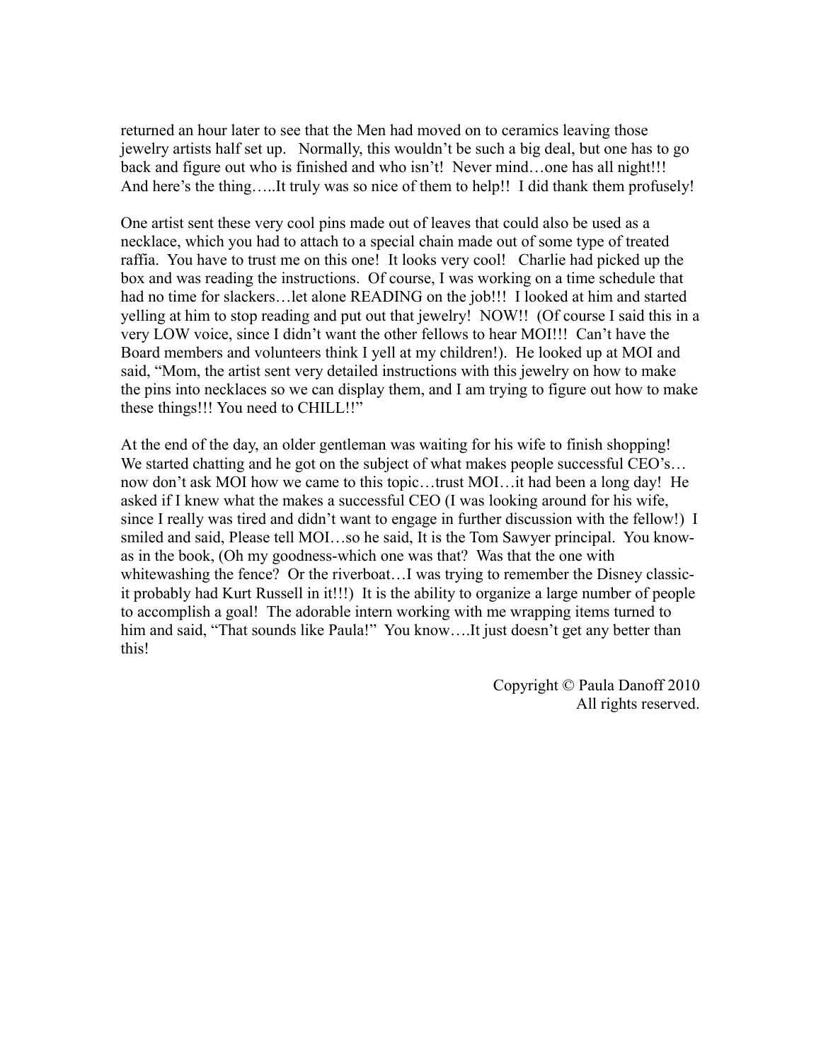returned an hour later to see that the Men had moved on to ceramics leaving those jewelry artists half set up. Normally, this wouldn't be such a big deal, but one has to go back and figure out who is finished and who isn't! Never mind…one has all night!!! And here's the thing…..It truly was so nice of them to help!! I did thank them profusely!

One artist sent these very cool pins made out of leaves that could also be used as a necklace, which you had to attach to a special chain made out of some type of treated raffia. You have to trust me on this one! It looks very cool! Charlie had picked up the box and was reading the instructions. Of course, I was working on a time schedule that had no time for slackers…let alone READING on the job!!! I looked at him and started yelling at him to stop reading and put out that jewelry! NOW!! (Of course I said this in a very LOW voice, since I didn't want the other fellows to hear MOI!!! Can't have the Board members and volunteers think I yell at my children!). He looked up at MOI and said, "Mom, the artist sent very detailed instructions with this jewelry on how to make the pins into necklaces so we can display them, and I am trying to figure out how to make these things!!! You need to CHILL!!"

At the end of the day, an older gentleman was waiting for his wife to finish shopping! We started chatting and he got on the subject of what makes people successful CEO's…now don't ask MOI how we came to this topic…trust MOI…it had been a long day! He asked if I knew what the makes a successful CEO (I was looking around for his wife, since I really was tired and didn't want to engage in further discussion with the fellow!) I smiled and said, Please tell MOI…so he said, It is the Tom Sawyer principal. You know-as in the book, (Oh my goodness-which one was that? Was that the one with whitewashing the fence? Or the riverboat…I was trying to remember the Disney classic-it probably had Kurt Russell in it!!!) It is the ability to organize a large number of people to accomplish a goal! The adorable intern working with me wrapping items turned to him and said, "That sounds like Paula!" You know….It just doesn't get any better than this!

Copyright © Paula Danoff 2010
All rights reserved.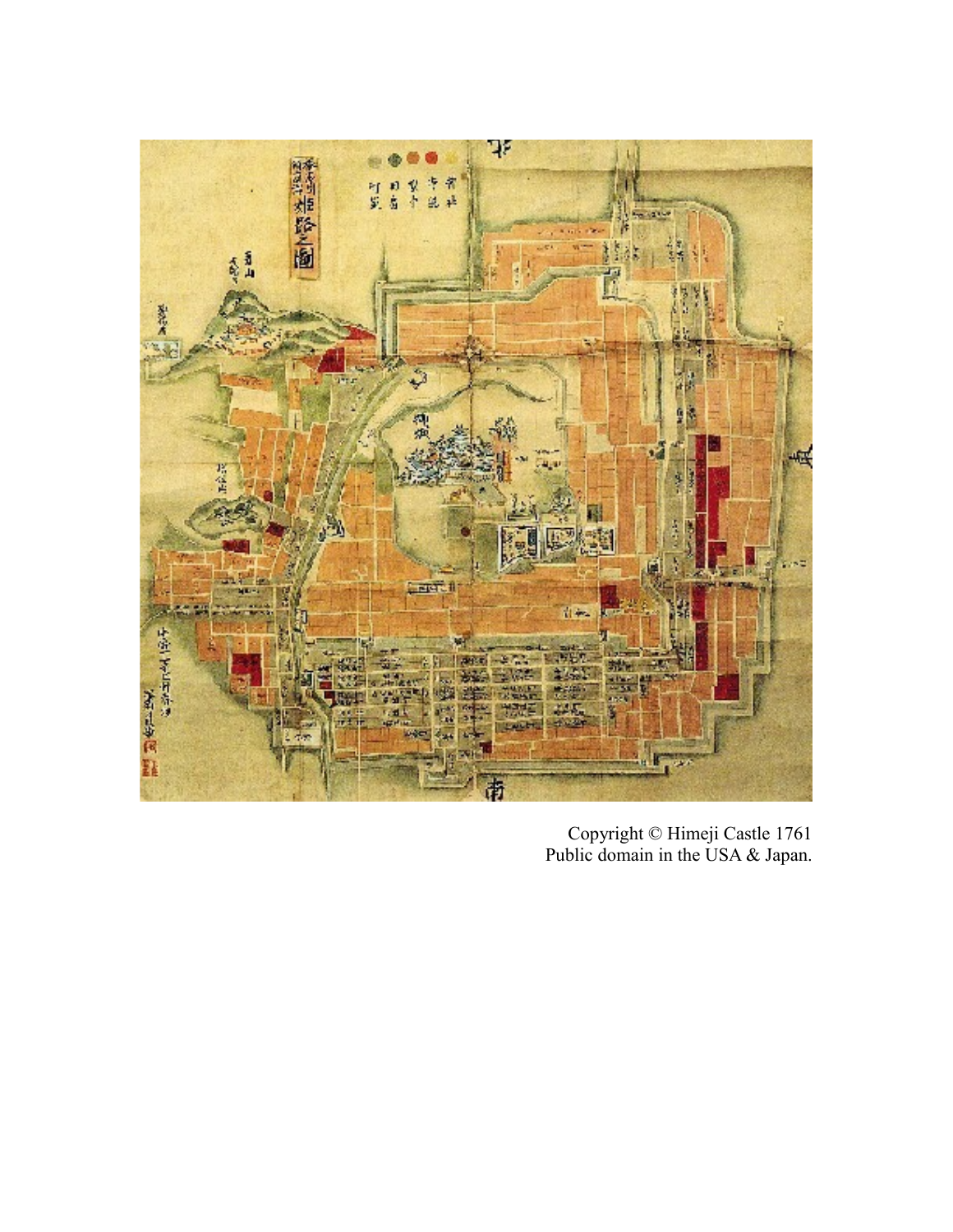Copyright © Himeji Castle 1761
Public domain in the USA & Japan.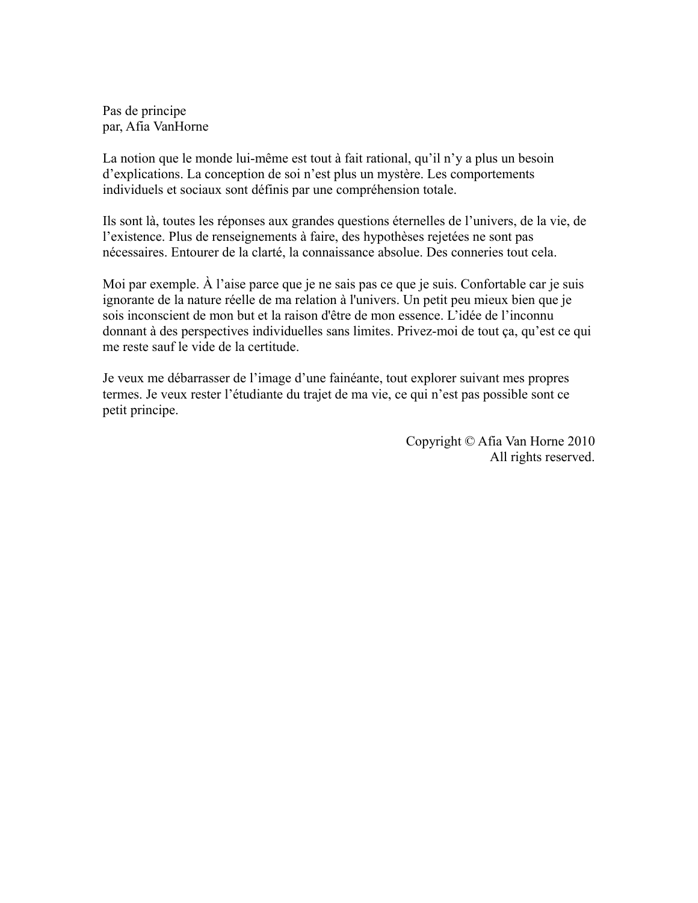Pas de principe
par, Afia VanHorne

La notion que le monde lui-même est tout à fait rational, qu'il n'y a plus un besoin d'explications. La conception de soi n'est plus un mystère. Les comportements individuels et sociaux sont définis par une compréhension totale.

Ils sont là, toutes les réponses aux grandes questions éternelles de l'univers, de la vie, de l'existence. Plus de renseignements à faire, des hypothèses rejetées ne sont pas nécessaires. Entourer de la clarté, la connaissance absolue. Des conneries tout cela.

Moi par exemple. À l'aise parce que je ne sais pas ce que je suis. Confortable car je suis ignorante de la nature réelle de ma relation à l'univers. Un petit peu mieux bien que je sois inconscient de mon but et la raison d'être de mon essence. L'idée de l'inconnu donnant à des perspectives individuelles sans limites. Privez-moi de tout ça, qu'est ce qui me reste sauf le vide de la certitude.

Je veux me débarrasser de l'image d'une fainéante, tout explorer suivant mes propres termes. Je veux rester l'étudiante du trajet de ma vie, ce qui n'est pas possible sont ce petit principe.

Copyright © Afia Van Horne 2010
All rights reserved.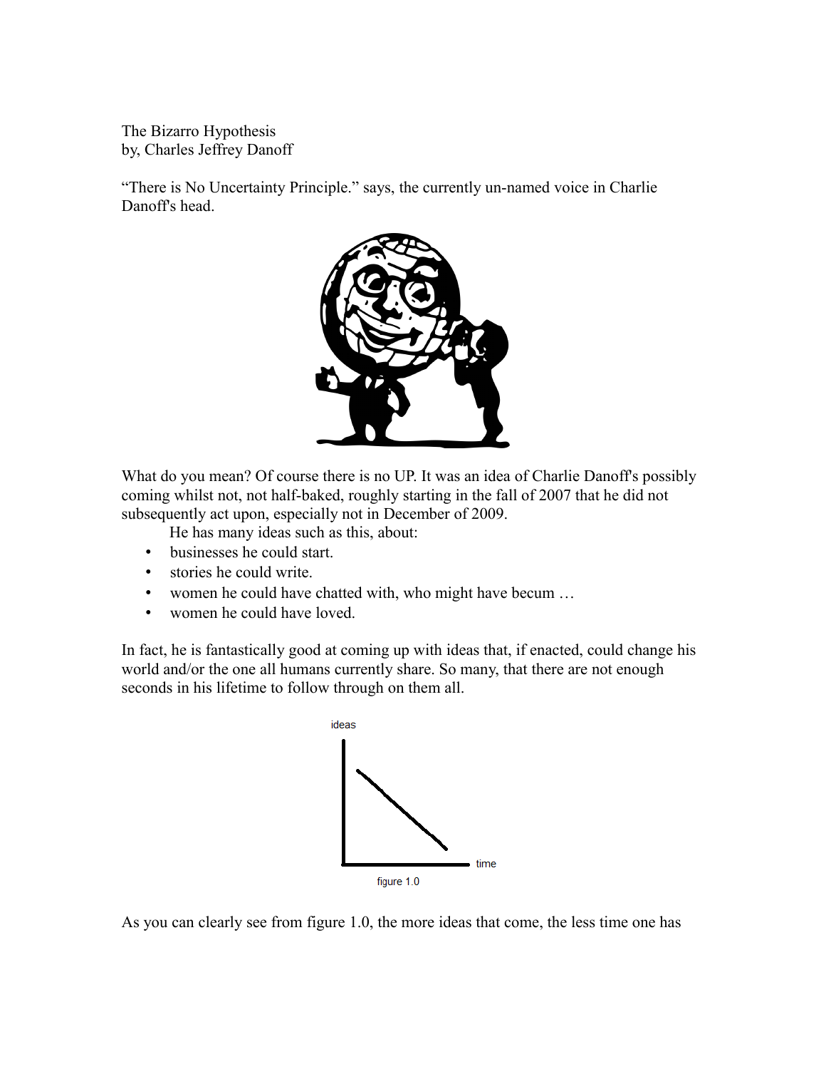The Bizarro Hypothesis
by, Charles Jeffrey Danoff

“There is No Uncertainty Principle.” says, the currently un-named voice in Charlie Danoff's head.

What do you mean? Of course there is no UP. It was an idea of Charlie Danoff's possibly coming whilst not, not half-baked, roughly starting in the fall of 2007 that he did not subsequently act upon, especially not in December of 2009.

He has many ideas such as this, about:

- businesses he could start.
- stories he could write.
- women he could have chatted with, who might have becum …
- women he could have loved.

In fact, he is fantastically good at coming up with ideas that, if enacted, could change his world and/or the one all humans currently share. So many, that there are not enough seconds in his lifetime to follow through on them all.

figure 1.0

As you can clearly see from figure 1.0, the more ideas that come, the less time one has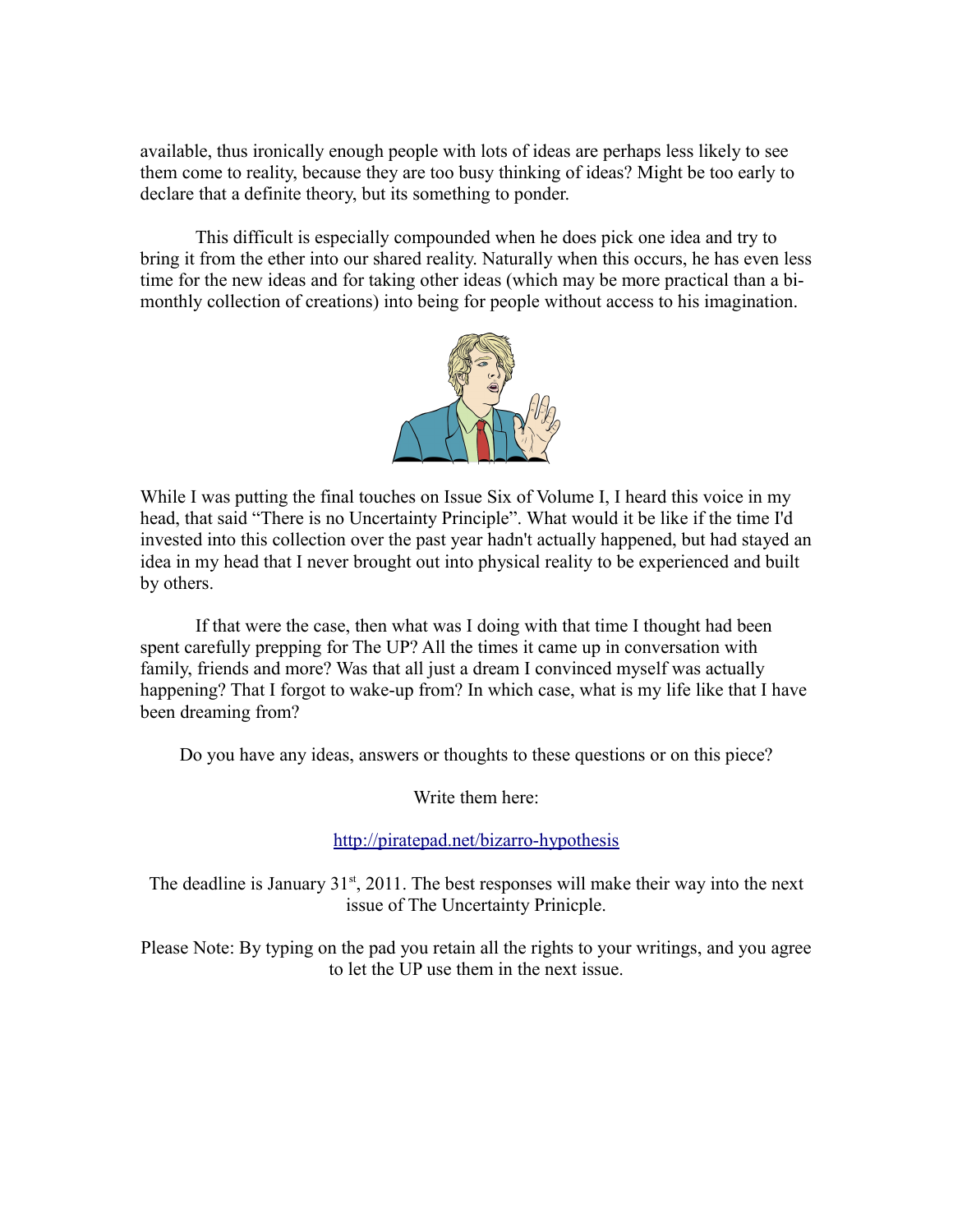available, thus ironically enough people with lots of ideas are perhaps less likely to see them come to reality, because they are too busy thinking of ideas? Might be too early to declare that a definite theory, but its something to ponder.

This difficult is especially compounded when he does pick one idea and try to bring it from the ether into our shared reality. Naturally when this occurs, he has even less time for the new ideas and for taking other ideas (which may be more practical than a bi-monthly collection of creations) into being for people without access to his imagination.

While I was putting the final touches on Issue Six of Volume I, I heard this voice in my head, that said "There is no Uncertainty Principle". What would it be like if the time I'd invested into this collection over the past year hadn't actually happened, but had stayed an idea in my head that I never brought out into physical reality to be experienced and built by others.

If that were the case, then what was I doing with that time I thought had been spent carefully prepping for The UP? All the times it came up in conversation with family, friends and more? Was that all just a dream I convinced myself was actually happening? That I forgot to wake-up from? In which case, what is my life like that I have been dreaming from?

Do you have any ideas, answers or thoughts to these questions or on this piece?

Write them here:

http://piratepad.net/bizarro-hypothesis

The deadline is January 31st, 2011. The best responses will make their way into the next issue of The Uncertainty Prinicple.

Please Note: By typing on the pad you retain all the rights to your writings, and you agree to let the UP use them in the next issue.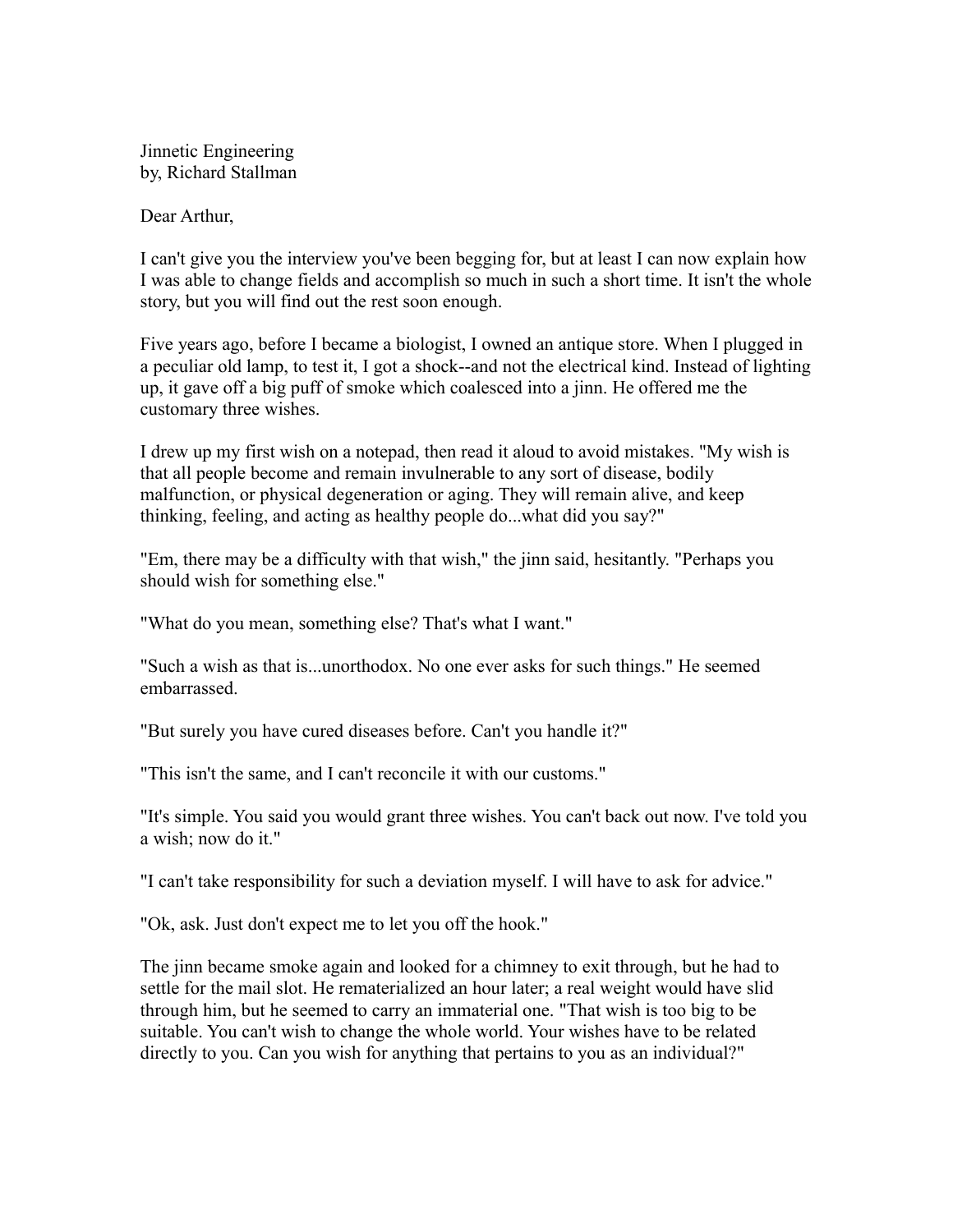Jinnetic Engineering
by, Richard Stallman

Dear Arthur,

I can't give you the interview you've been begging for, but at least I can now explain how I was able to change fields and accomplish so much in such a short time. It isn't the whole story, but you will find out the rest soon enough.

Five years ago, before I became a biologist, I owned an antique store. When I plugged in a peculiar old lamp, to test it, I got a shock--and not the electrical kind. Instead of lighting up, it gave off a big puff of smoke which coalesced into a jinn. He offered me the customary three wishes.

I drew up my first wish on a notepad, then read it aloud to avoid mistakes. "My wish is that all people become and remain invulnerable to any sort of disease, bodily malfunction, or physical degeneration or aging. They will remain alive, and keep thinking, feeling, and acting as healthy people do...what did you say?"

"Em, there may be a difficulty with that wish," the jinn said, hesitantly. "Perhaps you should wish for something else."

"What do you mean, something else? That's what I want."

"Such a wish as that is...unorthodox. No one ever asks for such things." He seemed embarrassed.

"But surely you have cured diseases before. Can't you handle it?"

"This isn't the same, and I can't reconcile it with our customs."

"It's simple. You said you would grant three wishes. You can't back out now. I've told you a wish; now do it."

"I can't take responsibility for such a deviation myself. I will have to ask for advice."

"Ok, ask. Just don't expect me to let you off the hook."

The jinn became smoke again and looked for a chimney to exit through, but he had to settle for the mail slot. He rematerialized an hour later; a real weight would have slid through him, but he seemed to carry an immaterial one. "That wish is too big to be suitable. You can't wish to change the whole world. Your wishes have to be related directly to you. Can you wish for anything that pertains to you as an individual?"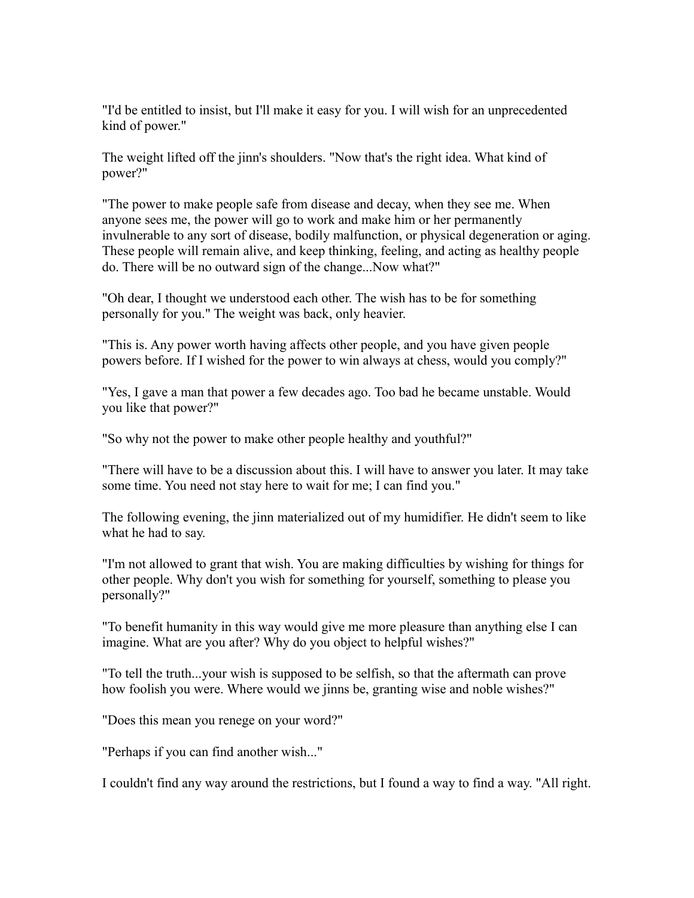"I'd be entitled to insist, but I'll make it easy for you. I will wish for an unprecedented kind of power."

The weight lifted off the jinn's shoulders. "Now that's the right idea. What kind of power?"

"The power to make people safe from disease and decay, when they see me. When anyone sees me, the power will go to work and make him or her permanently invulnerable to any sort of disease, bodily malfunction, or physical degeneration or aging. These people will remain alive, and keep thinking, feeling, and acting as healthy people do. There will be no outward sign of the change...Now what?"

"Oh dear, I thought we understood each other. The wish has to be for something personally for you." The weight was back, only heavier.

"This is. Any power worth having affects other people, and you have given people powers before. If I wished for the power to win always at chess, would you comply?"

"Yes, I gave a man that power a few decades ago. Too bad he became unstable. Would you like that power?"

"So why not the power to make other people healthy and youthful?"

"There will have to be a discussion about this. I will have to answer you later. It may take some time. You need not stay here to wait for me; I can find you."

The following evening, the jinn materialized out of my humidifier. He didn't seem to like what he had to say.

"I'm not allowed to grant that wish. You are making difficulties by wishing for things for other people. Why don't you wish for something for yourself, something to please you personally?"

"To benefit humanity in this way would give me more pleasure than anything else I can imagine. What are you after? Why do you object to helpful wishes?"

"To tell the truth...your wish is supposed to be selfish, so that the aftermath can prove how foolish you were. Where would we jinns be, granting wise and noble wishes?"

"Does this mean you renege on your word?"

"Perhaps if you can find another wish..."

I couldn't find any way around the restrictions, but I found a way to find a way. "All right.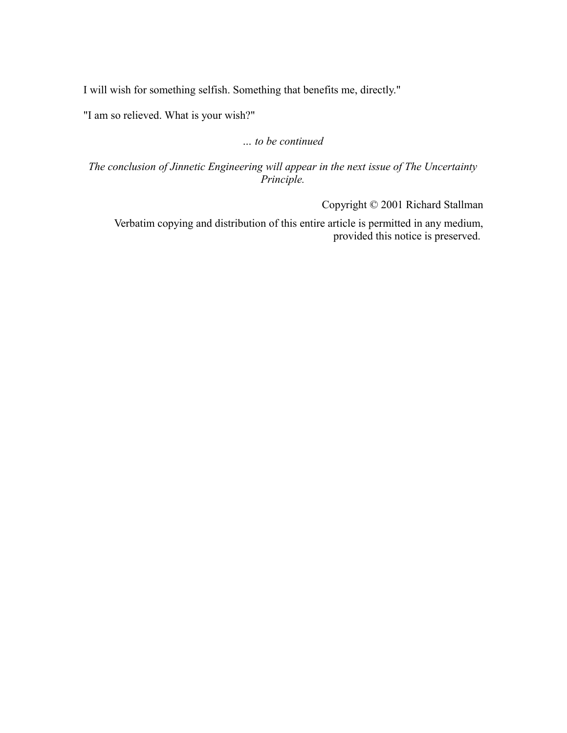I will wish for something selfish. Something that benefits me, directly."

"I am so relieved. What is your wish?"

*... to be continued*

*The conclusion of Jinnetic Engineering will appear in the next issue of The Uncertainty Principle.*

Copyright © 2001 Richard Stallman

Verbatim copying and distribution of this entire article is permitted in any medium, provided this notice is preserved.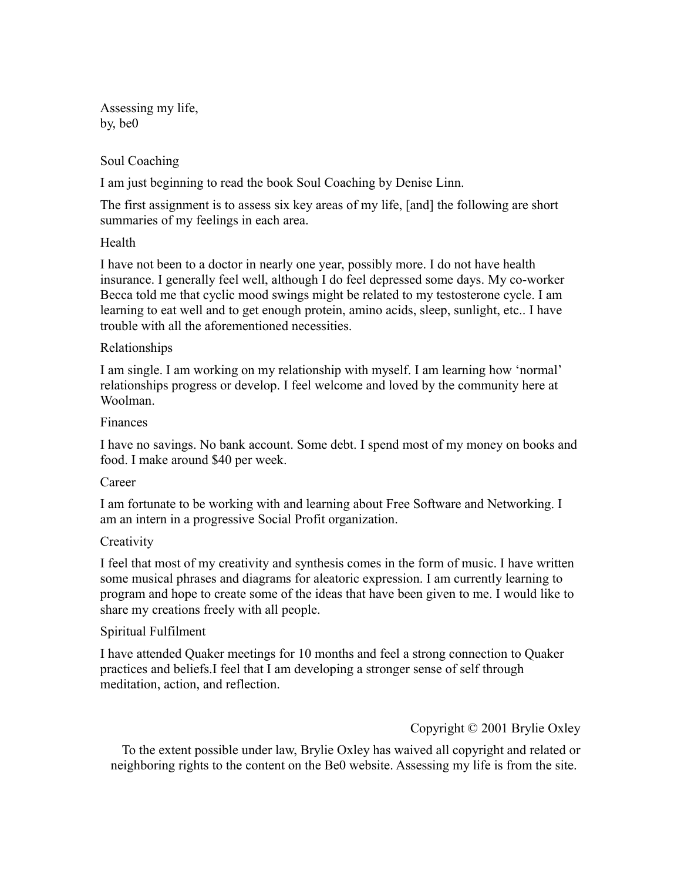Assessing my life,
by, be0

## Soul Coaching

I am just beginning to read the book Soul Coaching by Denise Linn.

The first assignment is to assess six key areas of my life, [and] the following are short summaries of my feelings in each area.

### Health

I have not been to a doctor in nearly one year, possibly more. I do not have health insurance. I generally feel well, although I do feel depressed some days. My co-worker Becca told me that cyclic mood swings might be related to my testosterone cycle. I am learning to eat well and to get enough protein, amino acids, sleep, sunlight, etc.. I have trouble with all the aforementioned necessities.

### Relationships

I am single. I am working on my relationship with myself. I am learning how 'normal' relationships progress or develop. I feel welcome and loved by the community here at Woolman.

### Finances

I have no savings. No bank account. Some debt. I spend most of my money on books and food. I make around $40 per week.

### Career

I am fortunate to be working with and learning about Free Software and Networking. I am an intern in a progressive Social Profit organization.

### Creativity

I feel that most of my creativity and synthesis comes in the form of music. I have written some musical phrases and diagrams for aleatoric expression. I am currently learning to program and hope to create some of the ideas that have been given to me. I would like to share my creations freely with all people.

### Spiritual Fulfilment

I have attended Quaker meetings for 10 months and feel a strong connection to Quaker practices and beliefs.I feel that I am developing a stronger sense of self through meditation, action, and reflection.

Copyright © 2001 Brylie Oxley

To the extent possible under law, Brylie Oxley has waived all copyright and related or neighboring rights to the content on the Be0 website. Assessing my life is from the site.